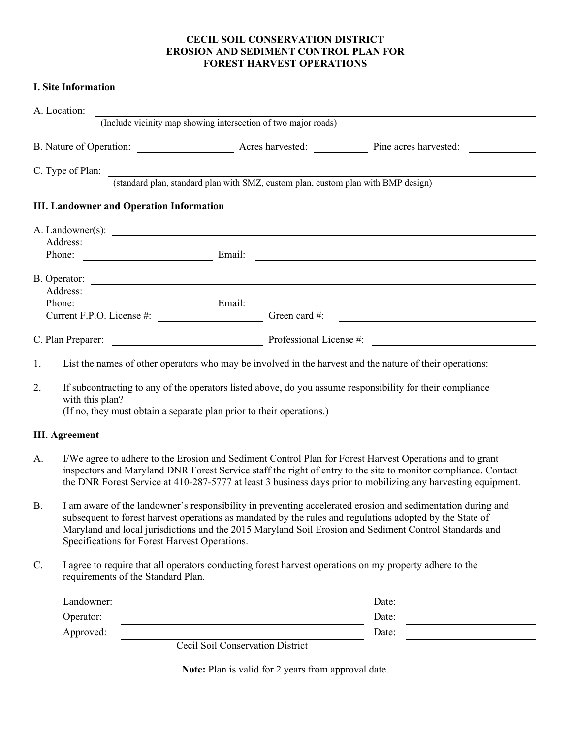# CECIL SOIL CONSERVATION DISTRICT
# EROSION AND SEDIMENT CONTROL PLAN FOR
# FOREST HARVEST OPERATIONS

**I. Site Information**

A. Location: ______________________________________________
(Include vicinity map showing intersection of two major roads)

B. Nature of Operation: ____________ Acres harvested: ________ Pine acres harvested: ________

C. Type of Plan: ______________________________________________
(standard plan, standard plan with SMZ, custom plan, custom plan with BMP design)

**III. Landowner and Operation Information**

A. Landowner(s): ______________________________________________
Address: ______________________________________________
Phone: ________________ Email: ________________________________

B. Operator: ______________________________________________
Address: ______________________________________________
Phone: ________________ Email: ________________________________
Current F.P.O. License #: ______________ Green card #: ______________

C. Plan Preparer: ______________ Professional License #: ______________

1. List the names of other operators who may be involved in the harvest and the nature of their operations:
______________________________________________

2. If subcontracting to any of the operators listed above, do you assume responsibility for their compliance with this plan?
(If no, they must obtain a separate plan prior to their operations.)

**III. Agreement**

A. I/We agree to adhere to the Erosion and Sediment Control Plan for Forest Harvest Operations and to grant inspectors and Maryland DNR Forest Service staff the right of entry to the site to monitor compliance. Contact the DNR Forest Service at 410-287-5777 at least 3 business days prior to mobilizing any harvesting equipment.

B. I am aware of the landowner's responsibility in preventing accelerated erosion and sedimentation during and subsequent to forest harvest operations as mandated by the rules and regulations adopted by the State of Maryland and local jurisdictions and the 2015 Maryland Soil Erosion and Sediment Control Standards and Specifications for Forest Harvest Operations.

C. I agree to require that all operators conducting forest harvest operations on my property adhere to the requirements of the Standard Plan.

Landowner: ______________________________ Date: ______________

Operator: ______________________________ Date: ______________

Approved: ______________________________ Date: ______________
Cecil Soil Conservation District

**Note:** Plan is valid for 2 years from approval date.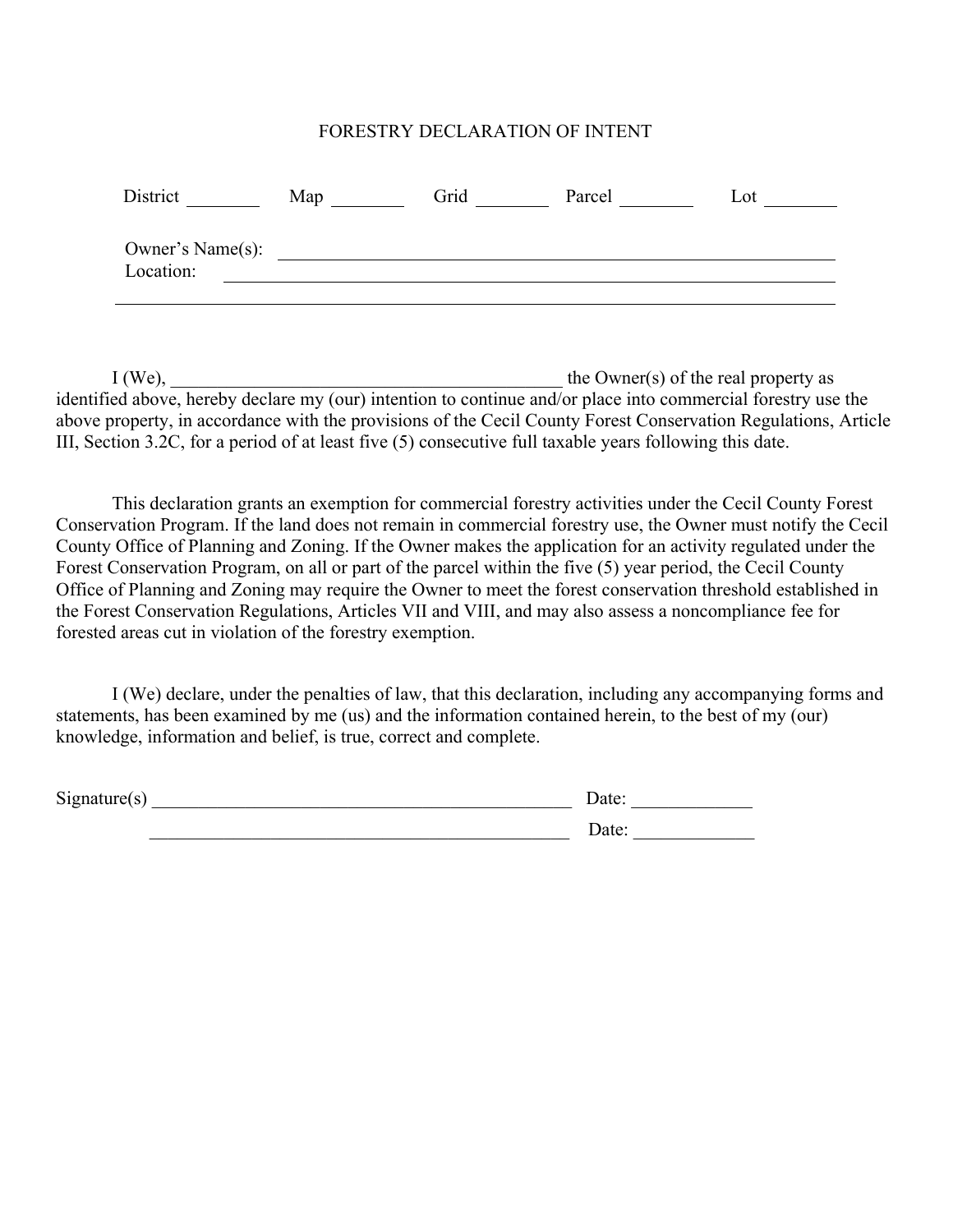# FORESTRY DECLARATION OF INTENT

District ________ Map ________ Grid ________ Parcel ________ Lot ________

Owner's Name(s): ____________________________________________________________

Location: ____________________________________________________________

______________________________________________________________________

I (We), ___________________________________________ the Owner(s) of the real property as identified above, hereby declare my (our) intention to continue and/or place into commercial forestry use the above property, in accordance with the provisions of the Cecil County Forest Conservation Regulations, Article III, Section 3.2C, for a period of at least five (5) consecutive full taxable years following this date.

This declaration grants an exemption for commercial forestry activities under the Cecil County Forest Conservation Program. If the land does not remain in commercial forestry use, the Owner must notify the Cecil County Office of Planning and Zoning. If the Owner makes the application for an activity regulated under the Forest Conservation Program, on all or part of the parcel within the five (5) year period, the Cecil County Office of Planning and Zoning may require the Owner to meet the forest conservation threshold established in the Forest Conservation Regulations, Articles VII and VIII, and may also assess a noncompliance fee for forested areas cut in violation of the forestry exemption.

I (We) declare, under the penalties of law, that this declaration, including any accompanying forms and statements, has been examined by me (us) and the information contained herein, to the best of my (our) knowledge, information and belief, is true, correct and complete.

Signature(s) ______________________________________________ Date: _____________

______________________________________________ Date: _____________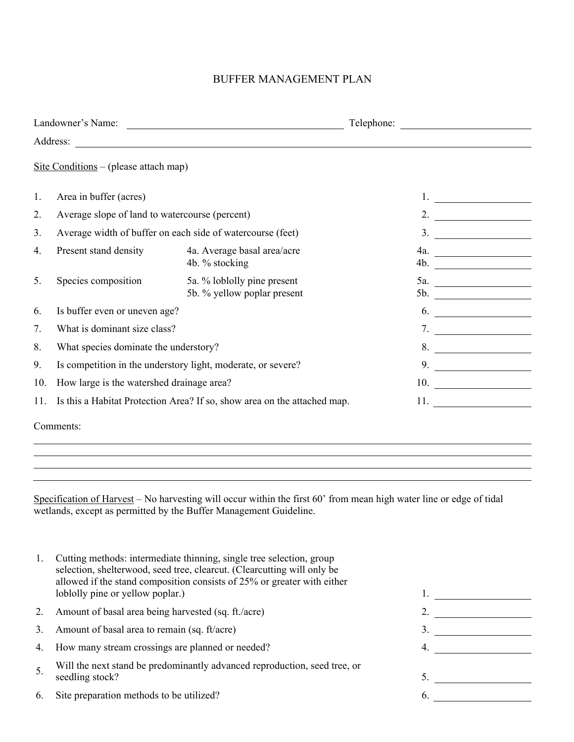# BUFFER MANAGEMENT PLAN

Landowner's Name: \_\_\_\_\_\_\_\_\_\_\_\_\_\_\_\_\_\_\_\_\_\_\_\_\_\_\_\_\_\_ Telephone: \_\_\_\_\_\_\_\_\_\_\_\_\_\_\_\_\_\_\_\_

Address: \_\_\_\_\_\_\_\_\_\_\_\_\_\_\_\_\_\_\_\_\_\_\_\_\_\_\_\_\_\_\_\_\_\_\_\_\_\_\_\_\_\_\_\_\_\_\_\_\_\_\_\_\_\_\_\_\_\_

<u>Site Conditions</u> – (please attach map)

| | | | |
|---|---|---|---|
| 1. | Area in buffer (acres) | | 1. \_\_\_\_\_\_\_\_\_\_\_\_ |
| 2. | Average slope of land to watercourse (percent) | | 2. \_\_\_\_\_\_\_\_\_\_\_\_ |
| 3. | Average width of buffer on each side of watercourse (feet) | | 3. \_\_\_\_\_\_\_\_\_\_\_\_ |
| 4. | Present stand density | 4a. Average basal area/acre | 4a. \_\_\_\_\_\_\_\_\_\_\_\_ |
| | | 4b. % stocking | 4b. \_\_\_\_\_\_\_\_\_\_\_\_ |
| 5. | Species composition | 5a. % loblolly pine present | 5a. \_\_\_\_\_\_\_\_\_\_\_\_ |
| | | 5b. % yellow poplar present | 5b. \_\_\_\_\_\_\_\_\_\_\_\_ |
| 6. | Is buffer even or uneven age? | | 6. \_\_\_\_\_\_\_\_\_\_\_\_ |
| 7. | What is dominant size class? | | 7. \_\_\_\_\_\_\_\_\_\_\_\_ |
| 8. | What species dominate the understory? | | 8. \_\_\_\_\_\_\_\_\_\_\_\_ |
| 9. | Is competition in the understory light, moderate, or severe? | | 9. \_\_\_\_\_\_\_\_\_\_\_\_ |
| 10. | How large is the watershed drainage area? | | 10. \_\_\_\_\_\_\_\_\_\_\_\_ |
| 11. | Is this a Habitat Protection Area? If so, show area on the attached map. | | 11. \_\_\_\_\_\_\_\_\_\_\_\_ |

Comments:

\_\_\_\_\_\_\_\_\_\_\_\_\_\_\_\_\_\_\_\_\_\_\_\_\_\_\_\_\_\_\_\_\_\_\_\_\_\_\_\_\_\_\_\_\_\_\_\_\_\_\_\_\_\_\_\_\_\_\_\_\_\_\_\_\_\_\_\_

\_\_\_\_\_\_\_\_\_\_\_\_\_\_\_\_\_\_\_\_\_\_\_\_\_\_\_\_\_\_\_\_\_\_\_\_\_\_\_\_\_\_\_\_\_\_\_\_\_\_\_\_\_\_\_\_\_\_\_\_\_\_\_\_\_\_\_\_

\_\_\_\_\_\_\_\_\_\_\_\_\_\_\_\_\_\_\_\_\_\_\_\_\_\_\_\_\_\_\_\_\_\_\_\_\_\_\_\_\_\_\_\_\_\_\_\_\_\_\_\_\_\_\_\_\_\_\_\_\_\_\_\_\_\_\_\_

\_\_\_\_\_\_\_\_\_\_\_\_\_\_\_\_\_\_\_\_\_\_\_\_\_\_\_\_\_\_\_\_\_\_\_\_\_\_\_\_\_\_\_\_\_\_\_\_\_\_\_\_\_\_\_\_\_\_\_\_\_\_\_\_\_\_\_\_

<u>Specification of Harvest</u> – No harvesting will occur within the first 60' from mean high water line or edge of tidal wetlands, except as permitted by the Buffer Management Guideline.

| | | |
|---|---|---|
| 1. | Cutting methods: intermediate thinning, single tree selection, group selection, shelterwood, seed tree, clearcut. (Clearcutting will only be allowed if the stand composition consists of 25% or greater with either loblolly pine or yellow poplar.) | 1. \_\_\_\_\_\_\_\_\_\_\_\_ |
| 2. | Amount of basal area being harvested (sq. ft./acre) | 2. \_\_\_\_\_\_\_\_\_\_\_\_ |
| 3. | Amount of basal area to remain (sq. ft/acre) | 3. \_\_\_\_\_\_\_\_\_\_\_\_ |
| 4. | How many stream crossings are planned or needed? | 4. \_\_\_\_\_\_\_\_\_\_\_\_ |
| 5. | Will the next stand be predominantly advanced reproduction, seed tree, or seedling stock? | 5. \_\_\_\_\_\_\_\_\_\_\_\_ |
| 6. | Site preparation methods to be utilized? | 6. \_\_\_\_\_\_\_\_\_\_\_\_ |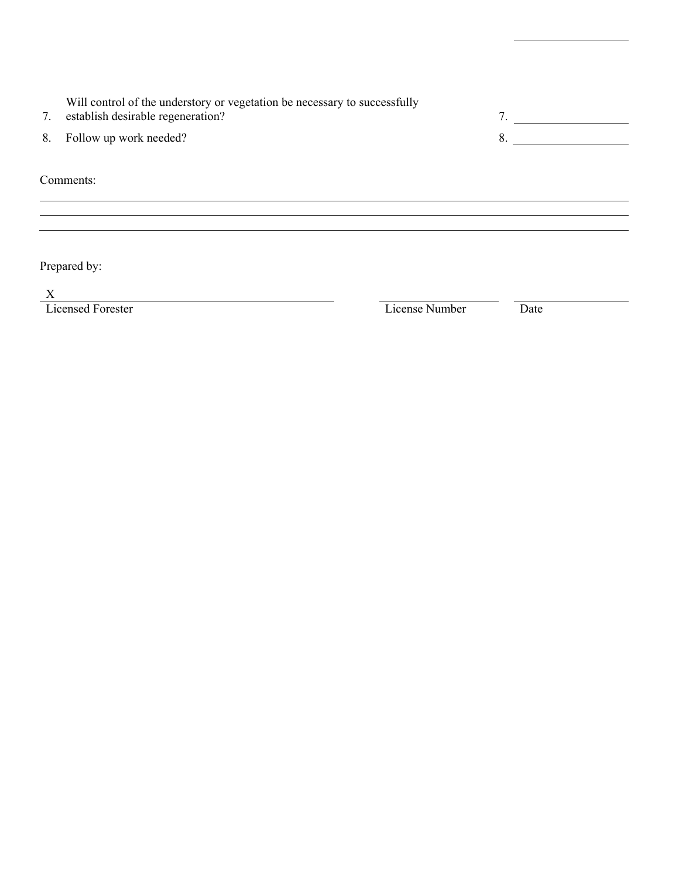7. Will control of the understory or vegetation be necessary to successfully establish desirable regeneration? 7. ____________

8. Follow up work needed? 8. ____________

Comments:

______________________________________________________________________

______________________________________________________________________

______________________________________________________________________

Prepared by:

X ______________________________ ______________ ______________

Licensed Forester License Number Date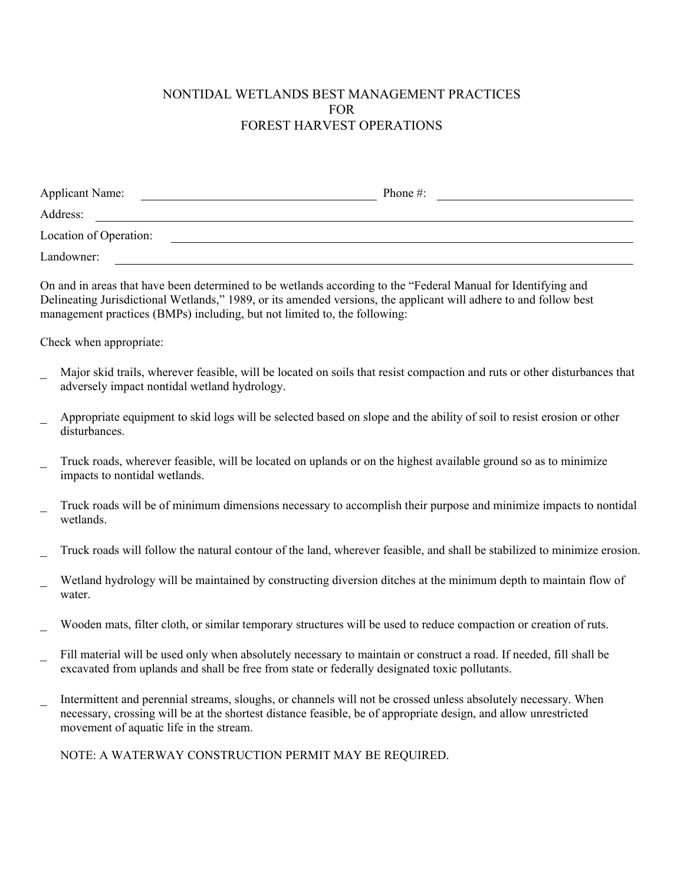# NONTIDAL WETLANDS BEST MANAGEMENT PRACTICES
# FOR
# FOREST HARVEST OPERATIONS

Applicant Name: ______________________ Phone #: ______________________

Address: ______________________________________________

Location of Operation: ______________________________________________

Landowner: ______________________________________________

On and in areas that have been determined to be wetlands according to the "Federal Manual for Identifying and Delineating Jurisdictional Wetlands," 1989, or its amended versions, the applicant will adhere to and follow best management practices (BMPs) including, but not limited to, the following:

Check when appropriate:

_ Major skid trails, wherever feasible, will be located on soils that resist compaction and ruts or other disturbances that adversely impact nontidal wetland hydrology.

_ Appropriate equipment to skid logs will be selected based on slope and the ability of soil to resist erosion or other disturbances.

_ Truck roads, wherever feasible, will be located on uplands or on the highest available ground so as to minimize impacts to nontidal wetlands.

_ Truck roads will be of minimum dimensions necessary to accomplish their purpose and minimize impacts to nontidal wetlands.

_ Truck roads will follow the natural contour of the land, wherever feasible, and shall be stabilized to minimize erosion.

_ Wetland hydrology will be maintained by constructing diversion ditches at the minimum depth to maintain flow of water.

_ Wooden mats, filter cloth, or similar temporary structures will be used to reduce compaction or creation of ruts.

_ Fill material will be used only when absolutely necessary to maintain or construct a road. If needed, fill shall be excavated from uplands and shall be free from state or federally designated toxic pollutants.

_ Intermittent and perennial streams, sloughs, or channels will not be crossed unless absolutely necessary. When necessary, crossing will be at the shortest distance feasible, be of appropriate design, and allow unrestricted movement of aquatic life in the stream.

NOTE: A WATERWAY CONSTRUCTION PERMIT MAY BE REQUIRED.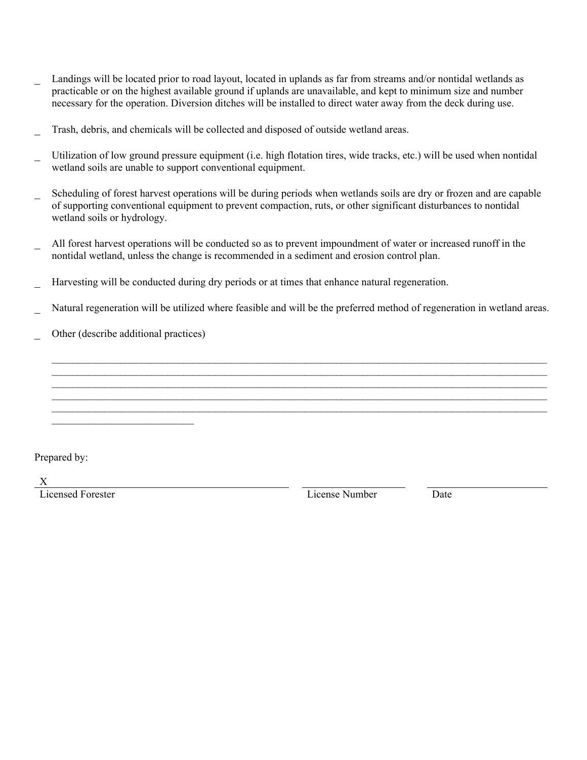_ Landings will be located prior to road layout, located in uplands as far from streams and/or nontidal wetlands as practicable or on the highest available ground if uplands are unavailable, and kept to minimum size and number necessary for the operation. Diversion ditches will be installed to direct water away from the deck during use.

_ Trash, debris, and chemicals will be collected and disposed of outside wetland areas.

_ Utilization of low ground pressure equipment (i.e. high flotation tires, wide tracks, etc.) will be used when nontidal wetland soils are unable to support conventional equipment.

_ Scheduling of forest harvest operations will be during periods when wetlands soils are dry or frozen and are capable of supporting conventional equipment to prevent compaction, ruts, or other significant disturbances to nontidal wetland soils or hydrology.

_ All forest harvest operations will be conducted so as to prevent impoundment of water or increased runoff in the nontidal wetland, unless the change is recommended in a sediment and erosion control plan.

_ Harvesting will be conducted during dry periods or at times that enhance natural regeneration.

_ Natural regeneration will be utilized where feasible and will be the preferred method of regeneration in wetland areas.

_ Other (describe additional practices)

________________________________________________________________________________
________________________________________________________________________________
________________________________________________________________________________
________________________________________________________________________________
________________________________________________________________________________
____________________________

Prepared by:

X ______________________________ ______________ ______________
Licensed Forester License Number Date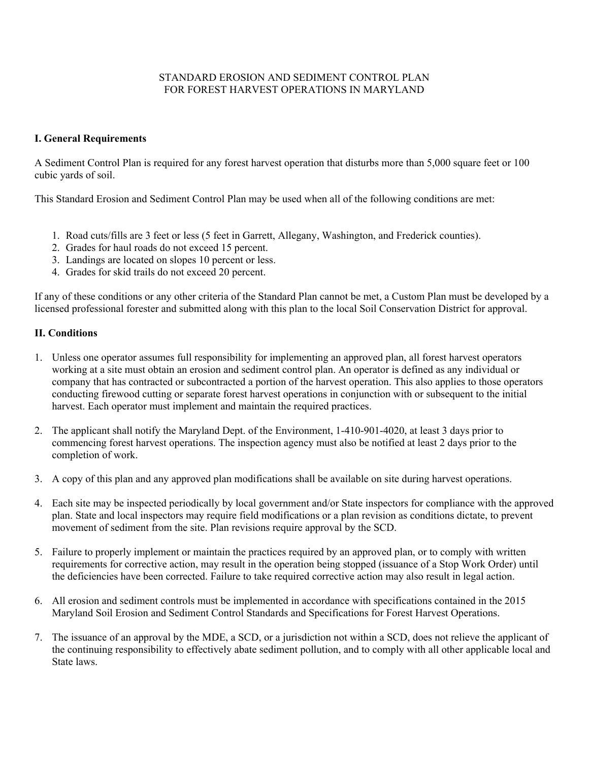# STANDARD EROSION AND SEDIMENT CONTROL PLAN FOR FOREST HARVEST OPERATIONS IN MARYLAND

## I. General Requirements

A Sediment Control Plan is required for any forest harvest operation that disturbs more than 5,000 square feet or 100 cubic yards of soil.

This Standard Erosion and Sediment Control Plan may be used when all of the following conditions are met:

1. Road cuts/fills are 3 feet or less (5 feet in Garrett, Allegany, Washington, and Frederick counties).
2. Grades for haul roads do not exceed 15 percent.
3. Landings are located on slopes 10 percent or less.
4. Grades for skid trails do not exceed 20 percent.

If any of these conditions or any other criteria of the Standard Plan cannot be met, a Custom Plan must be developed by a licensed professional forester and submitted along with this plan to the local Soil Conservation District for approval.

## II. Conditions

1. Unless one operator assumes full responsibility for implementing an approved plan, all forest harvest operators working at a site must obtain an erosion and sediment control plan. An operator is defined as any individual or company that has contracted or subcontracted a portion of the harvest operation. This also applies to those operators conducting firewood cutting or separate forest harvest operations in conjunction with or subsequent to the initial harvest. Each operator must implement and maintain the required practices.

2. The applicant shall notify the Maryland Dept. of the Environment, 1-410-901-4020, at least 3 days prior to commencing forest harvest operations. The inspection agency must also be notified at least 2 days prior to the completion of work.

3. A copy of this plan and any approved plan modifications shall be available on site during harvest operations.

4. Each site may be inspected periodically by local government and/or State inspectors for compliance with the approved plan. State and local inspectors may require field modifications or a plan revision as conditions dictate, to prevent movement of sediment from the site. Plan revisions require approval by the SCD.

5. Failure to properly implement or maintain the practices required by an approved plan, or to comply with written requirements for corrective action, may result in the operation being stopped (issuance of a Stop Work Order) until the deficiencies have been corrected. Failure to take required corrective action may also result in legal action.

6. All erosion and sediment controls must be implemented in accordance with specifications contained in the 2015 Maryland Soil Erosion and Sediment Control Standards and Specifications for Forest Harvest Operations.

7. The issuance of an approval by the MDE, a SCD, or a jurisdiction not within a SCD, does not relieve the applicant of the continuing responsibility to effectively abate sediment pollution, and to comply with all other applicable local and State laws.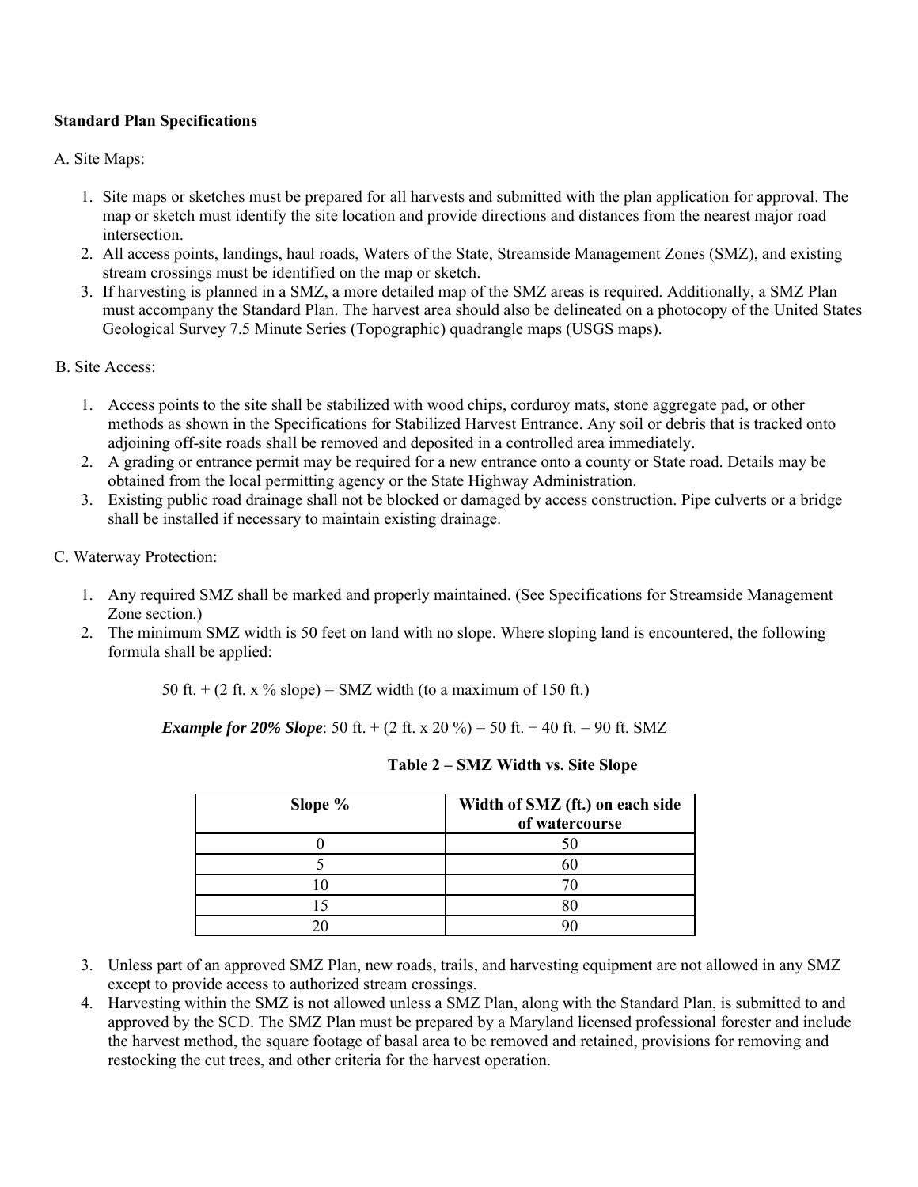**Standard Plan Specifications**

A. Site Maps:

1. Site maps or sketches must be prepared for all harvests and submitted with the plan application for approval. The map or sketch must identify the site location and provide directions and distances from the nearest major road intersection.
2. All access points, landings, haul roads, Waters of the State, Streamside Management Zones (SMZ), and existing stream crossings must be identified on the map or sketch.
3. If harvesting is planned in a SMZ, a more detailed map of the SMZ areas is required. Additionally, a SMZ Plan must accompany the Standard Plan. The harvest area should also be delineated on a photocopy of the United States Geological Survey 7.5 Minute Series (Topographic) quadrangle maps (USGS maps).

B. Site Access:

1. Access points to the site shall be stabilized with wood chips, corduroy mats, stone aggregate pad, or other methods as shown in the Specifications for Stabilized Harvest Entrance. Any soil or debris that is tracked onto adjoining off-site roads shall be removed and deposited in a controlled area immediately.
2. A grading or entrance permit may be required for a new entrance onto a county or State road. Details may be obtained from the local permitting agency or the State Highway Administration.
3. Existing public road drainage shall not be blocked or damaged by access construction. Pipe culverts or a bridge shall be installed if necessary to maintain existing drainage.

C. Waterway Protection:

1. Any required SMZ shall be marked and properly maintained. (See Specifications for Streamside Management Zone section.)
2. The minimum SMZ width is 50 feet on land with no slope. Where sloping land is encountered, the following formula shall be applied:

   50 ft. + (2 ft. x % slope) = SMZ width (to a maximum of 150 ft.)

   ***Example for 20% Slope***: 50 ft. + (2 ft. x 20 %) = 50 ft. + 40 ft. = 90 ft. SMZ

   **Table 2 – SMZ Width vs. Site Slope**

   | Slope % | Width of SMZ (ft.) on each side of watercourse |
   |---|---|
   | 0 | 50 |
   | 5 | 60 |
   | 10 | 70 |
   | 15 | 80 |
   | 20 | 90 |

3. Unless part of an approved SMZ Plan, new roads, trails, and harvesting equipment are <u>not</u> allowed in any SMZ except to provide access to authorized stream crossings.
4. Harvesting within the SMZ is <u>not</u> allowed unless a SMZ Plan, along with the Standard Plan, is submitted to and approved by the SCD. The SMZ Plan must be prepared by a Maryland licensed professional forester and include the harvest method, the square footage of basal area to be removed and retained, provisions for removing and restocking the cut trees, and other criteria for the harvest operation.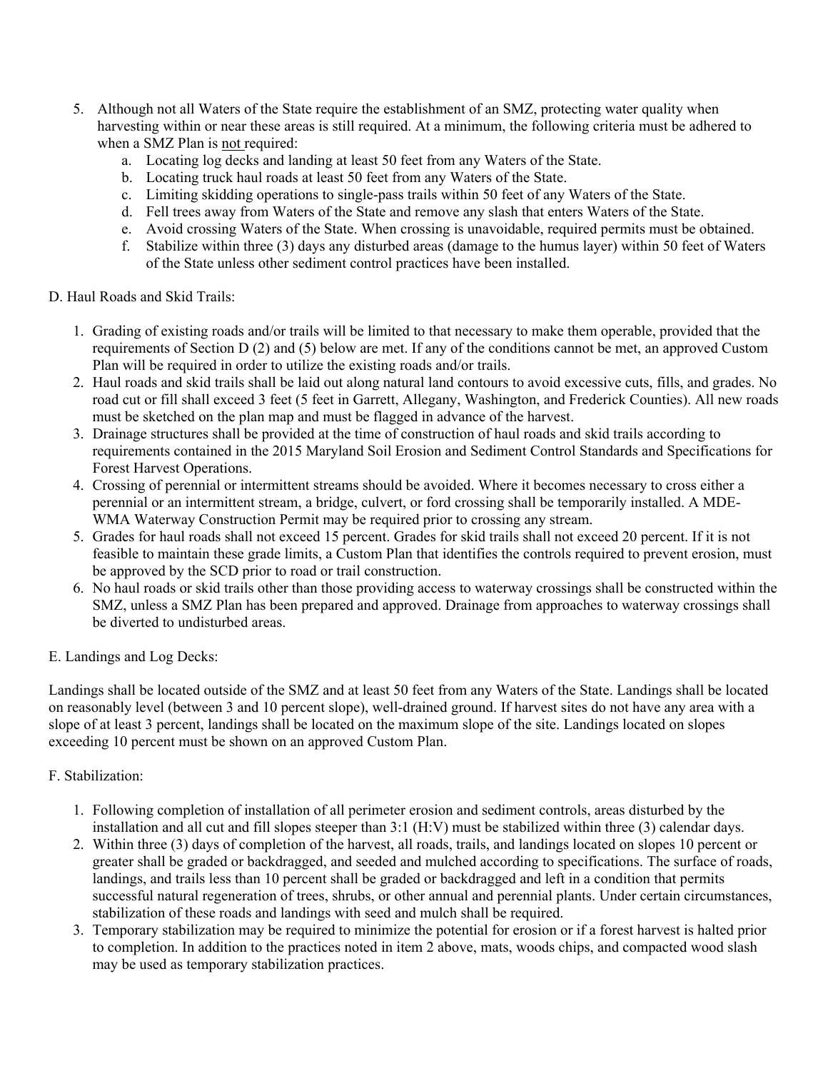5. Although not all Waters of the State require the establishment of an SMZ, protecting water quality when harvesting within or near these areas is still required. At a minimum, the following criteria must be adhered to when a SMZ Plan is not required:
   a. Locating log decks and landing at least 50 feet from any Waters of the State.
   b. Locating truck haul roads at least 50 feet from any Waters of the State.
   c. Limiting skidding operations to single-pass trails within 50 feet of any Waters of the State.
   d. Fell trees away from Waters of the State and remove any slash that enters Waters of the State.
   e. Avoid crossing Waters of the State. When crossing is unavoidable, required permits must be obtained.
   f. Stabilize within three (3) days any disturbed areas (damage to the humus layer) within 50 feet of Waters of the State unless other sediment control practices have been installed.

D. Haul Roads and Skid Trails:

1. Grading of existing roads and/or trails will be limited to that necessary to make them operable, provided that the requirements of Section D (2) and (5) below are met. If any of the conditions cannot be met, an approved Custom Plan will be required in order to utilize the existing roads and/or trails.
2. Haul roads and skid trails shall be laid out along natural land contours to avoid excessive cuts, fills, and grades. No road cut or fill shall exceed 3 feet (5 feet in Garrett, Allegany, Washington, and Frederick Counties). All new roads must be sketched on the plan map and must be flagged in advance of the harvest.
3. Drainage structures shall be provided at the time of construction of haul roads and skid trails according to requirements contained in the 2015 Maryland Soil Erosion and Sediment Control Standards and Specifications for Forest Harvest Operations.
4. Crossing of perennial or intermittent streams should be avoided. Where it becomes necessary to cross either a perennial or an intermittent stream, a bridge, culvert, or ford crossing shall be temporarily installed. A MDE-WMA Waterway Construction Permit may be required prior to crossing any stream.
5. Grades for haul roads shall not exceed 15 percent. Grades for skid trails shall not exceed 20 percent. If it is not feasible to maintain these grade limits, a Custom Plan that identifies the controls required to prevent erosion, must be approved by the SCD prior to road or trail construction.
6. No haul roads or skid trails other than those providing access to waterway crossings shall be constructed within the SMZ, unless a SMZ Plan has been prepared and approved. Drainage from approaches to waterway crossings shall be diverted to undisturbed areas.

E. Landings and Log Decks:

Landings shall be located outside of the SMZ and at least 50 feet from any Waters of the State. Landings shall be located on reasonably level (between 3 and 10 percent slope), well-drained ground. If harvest sites do not have any area with a slope of at least 3 percent, landings shall be located on the maximum slope of the site. Landings located on slopes exceeding 10 percent must be shown on an approved Custom Plan.

F. Stabilization:

1. Following completion of installation of all perimeter erosion and sediment controls, areas disturbed by the installation and all cut and fill slopes steeper than 3:1 (H:V) must be stabilized within three (3) calendar days.
2. Within three (3) days of completion of the harvest, all roads, trails, and landings located on slopes 10 percent or greater shall be graded or backdragged, and seeded and mulched according to specifications. The surface of roads, landings, and trails less than 10 percent shall be graded or backdragged and left in a condition that permits successful natural regeneration of trees, shrubs, or other annual and perennial plants. Under certain circumstances, stabilization of these roads and landings with seed and mulch shall be required.
3. Temporary stabilization may be required to minimize the potential for erosion or if a forest harvest is halted prior to completion. In addition to the practices noted in item 2 above, mats, woods chips, and compacted wood slash may be used as temporary stabilization practices.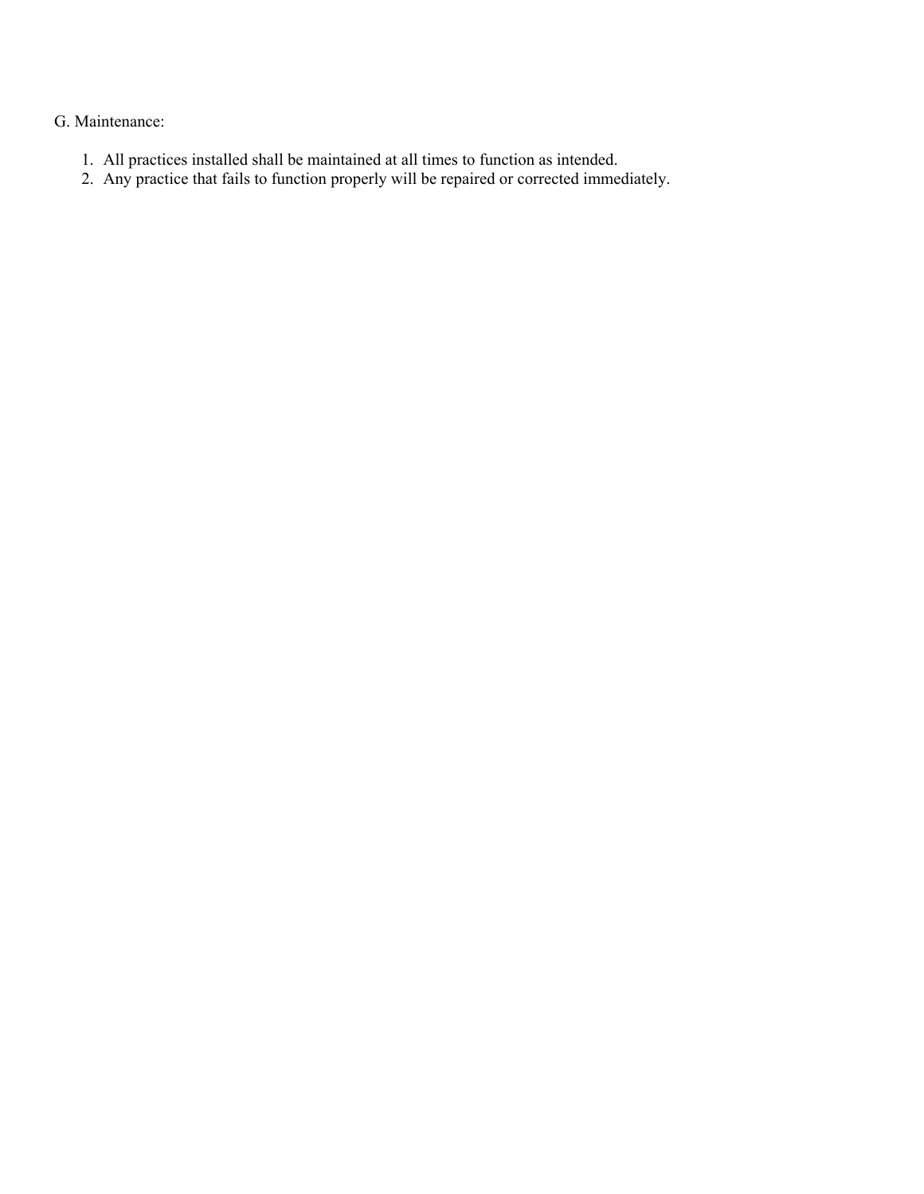G. Maintenance:

1. All practices installed shall be maintained at all times to function as intended.
2. Any practice that fails to function properly will be repaired or corrected immediately.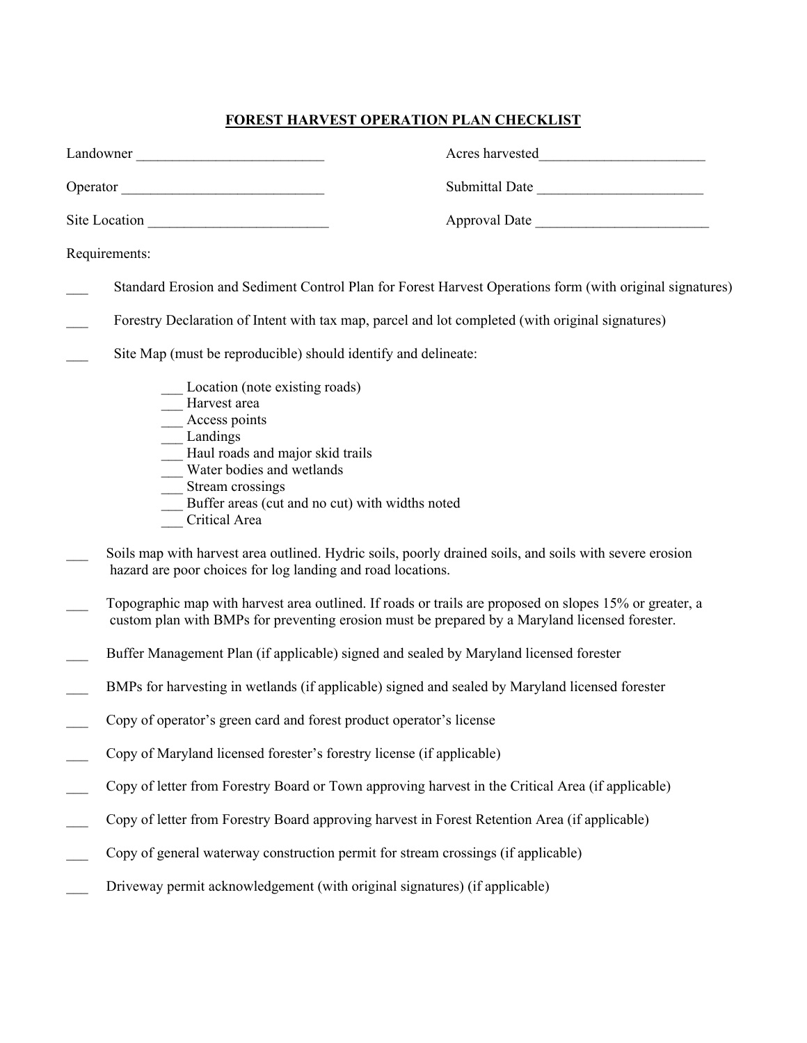# FOREST HARVEST OPERATION PLAN CHECKLIST

Landowner ___________________________ Acres harvested_______________________

Operator _____________________________ Submittal Date _______________________

Site Location _________________________ Approval Date ________________________

Requirements:

___ Standard Erosion and Sediment Control Plan for Forest Harvest Operations form (with original signatures)

___ Forestry Declaration of Intent with tax map, parcel and lot completed (with original signatures)

___ Site Map (must be reproducible) should identify and delineate:

- ___ Location (note existing roads)
- ___ Harvest area
- ___ Access points
- ___ Landings
- ___ Haul roads and major skid trails
- ___ Water bodies and wetlands
- ___ Stream crossings
- ___ Buffer areas (cut and no cut) with widths noted
- ___ Critical Area

___ Soils map with harvest area outlined. Hydric soils, poorly drained soils, and soils with severe erosion hazard are poor choices for log landing and road locations.

___ Topographic map with harvest area outlined. If roads or trails are proposed on slopes 15% or greater, a custom plan with BMPs for preventing erosion must be prepared by a Maryland licensed forester.

___ Buffer Management Plan (if applicable) signed and sealed by Maryland licensed forester

___ BMPs for harvesting in wetlands (if applicable) signed and sealed by Maryland licensed forester

___ Copy of operator's green card and forest product operator's license

___ Copy of Maryland licensed forester's forestry license (if applicable)

___ Copy of letter from Forestry Board or Town approving harvest in the Critical Area (if applicable)

___ Copy of letter from Forestry Board approving harvest in Forest Retention Area (if applicable)

___ Copy of general waterway construction permit for stream crossings (if applicable)

___ Driveway permit acknowledgement (with original signatures) (if applicable)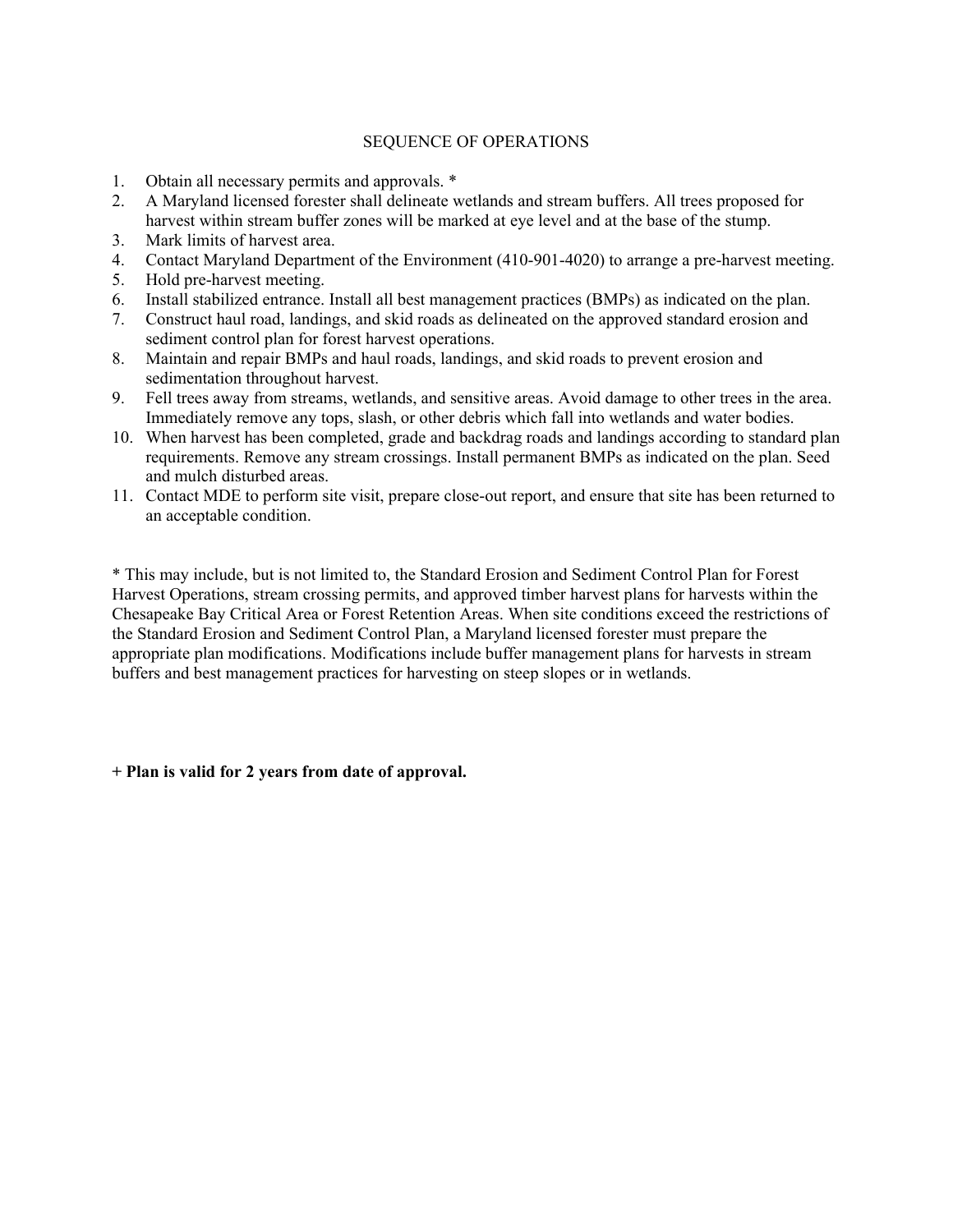## SEQUENCE OF OPERATIONS

1. Obtain all necessary permits and approvals. *
2. A Maryland licensed forester shall delineate wetlands and stream buffers. All trees proposed for harvest within stream buffer zones will be marked at eye level and at the base of the stump.
3. Mark limits of harvest area.
4. Contact Maryland Department of the Environment (410-901-4020) to arrange a pre-harvest meeting.
5. Hold pre-harvest meeting.
6. Install stabilized entrance. Install all best management practices (BMPs) as indicated on the plan.
7. Construct haul road, landings, and skid roads as delineated on the approved standard erosion and sediment control plan for forest harvest operations.
8. Maintain and repair BMPs and haul roads, landings, and skid roads to prevent erosion and sedimentation throughout harvest.
9. Fell trees away from streams, wetlands, and sensitive areas. Avoid damage to other trees in the area. Immediately remove any tops, slash, or other debris which fall into wetlands and water bodies.
10. When harvest has been completed, grade and backdrag roads and landings according to standard plan requirements. Remove any stream crossings. Install permanent BMPs as indicated on the plan. Seed and mulch disturbed areas.
11. Contact MDE to perform site visit, prepare close-out report, and ensure that site has been returned to an acceptable condition.

* This may include, but is not limited to, the Standard Erosion and Sediment Control Plan for Forest Harvest Operations, stream crossing permits, and approved timber harvest plans for harvests within the Chesapeake Bay Critical Area or Forest Retention Areas. When site conditions exceed the restrictions of the Standard Erosion and Sediment Control Plan, a Maryland licensed forester must prepare the appropriate plan modifications. Modifications include buffer management plans for harvests in stream buffers and best management practices for harvesting on steep slopes or in wetlands.

**+ Plan is valid for 2 years from date of approval.**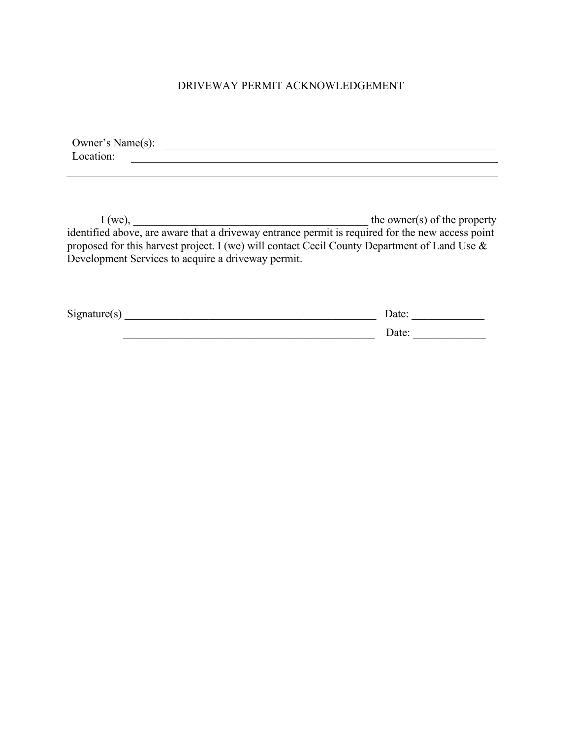# DRIVEWAY PERMIT ACKNOWLEDGEMENT

Owner's Name(s): ______________________________________________

Location: ______________________________________________

______________________________________________

I (we), ___________________________________________ the owner(s) of the property identified above, are aware that a driveway entrance permit is required for the new access point proposed for this harvest project. I (we) will contact Cecil County Department of Land Use & Development Services to acquire a driveway permit.

Signature(s) ______________________________________________ Date: _____________

______________________________________________ Date: _____________